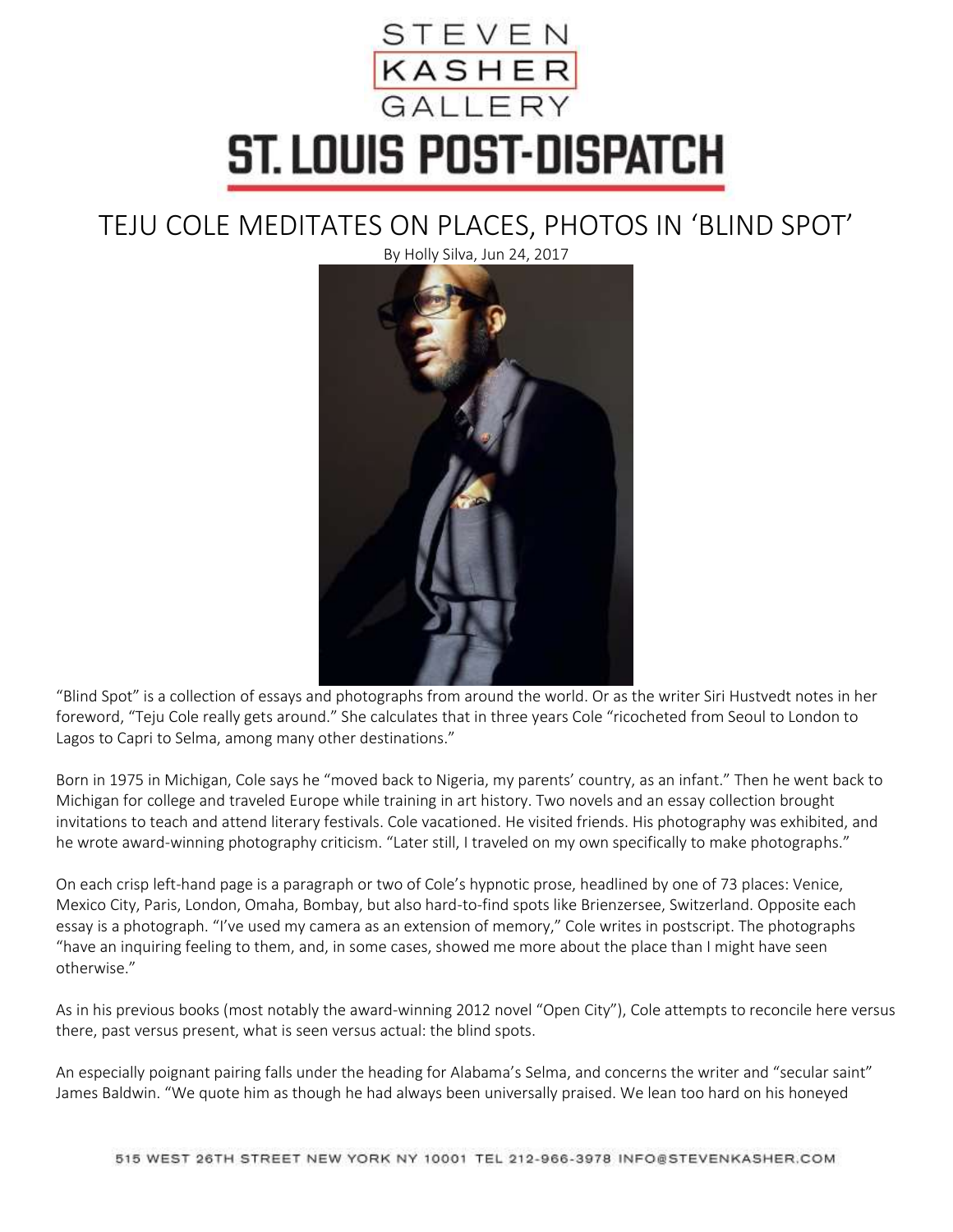STEVEN KASHER GALLERY

ST. LOUIS POST-DISPATCH

# TEJU COLE MEDITATES ON PLACES, PHOTOS IN 'BLIND SPOT'

By Holly Silva, Jun 24, 2017

"Blind Spot" is a collection of essays and photographs from around the world. Or as the writer Siri Hustvedt notes in her foreword, "Teju Cole really gets around." She calculates that in three years Cole "ricocheted from Seoul to London to Lagos to Capri to Selma, among many other destinations."

Born in 1975 in Michigan, Cole says he "moved back to Nigeria, my parents' country, as an infant." Then he went back to Michigan for college and traveled Europe while training in art history. Two novels and an essay collection brought invitations to teach and attend literary festivals. Cole vacationed. He visited friends. His photography was exhibited, and he wrote award-winning photography criticism. "Later still, I traveled on my own specifically to make photographs."

On each crisp left-hand page is a paragraph or two of Cole's hypnotic prose, headlined by one of 73 places: Venice, Mexico City, Paris, London, Omaha, Bombay, but also hard-to-find spots like Brienzersee, Switzerland. Opposite each essay is a photograph. "I've used my camera as an extension of memory," Cole writes in postscript. The photographs "have an inquiring feeling to them, and, in some cases, showed me more about the place than I might have seen otherwise."

As in his previous books (most notably the award-winning 2012 novel "Open City"), Cole attempts to reconcile here versus there, past versus present, what is seen versus actual: the blind spots.

An especially poignant pairing falls under the heading for Alabama's Selma, and concerns the writer and "secular saint" James Baldwin. "We quote him as though he had always been universally praised. We lean too hard on his honeyed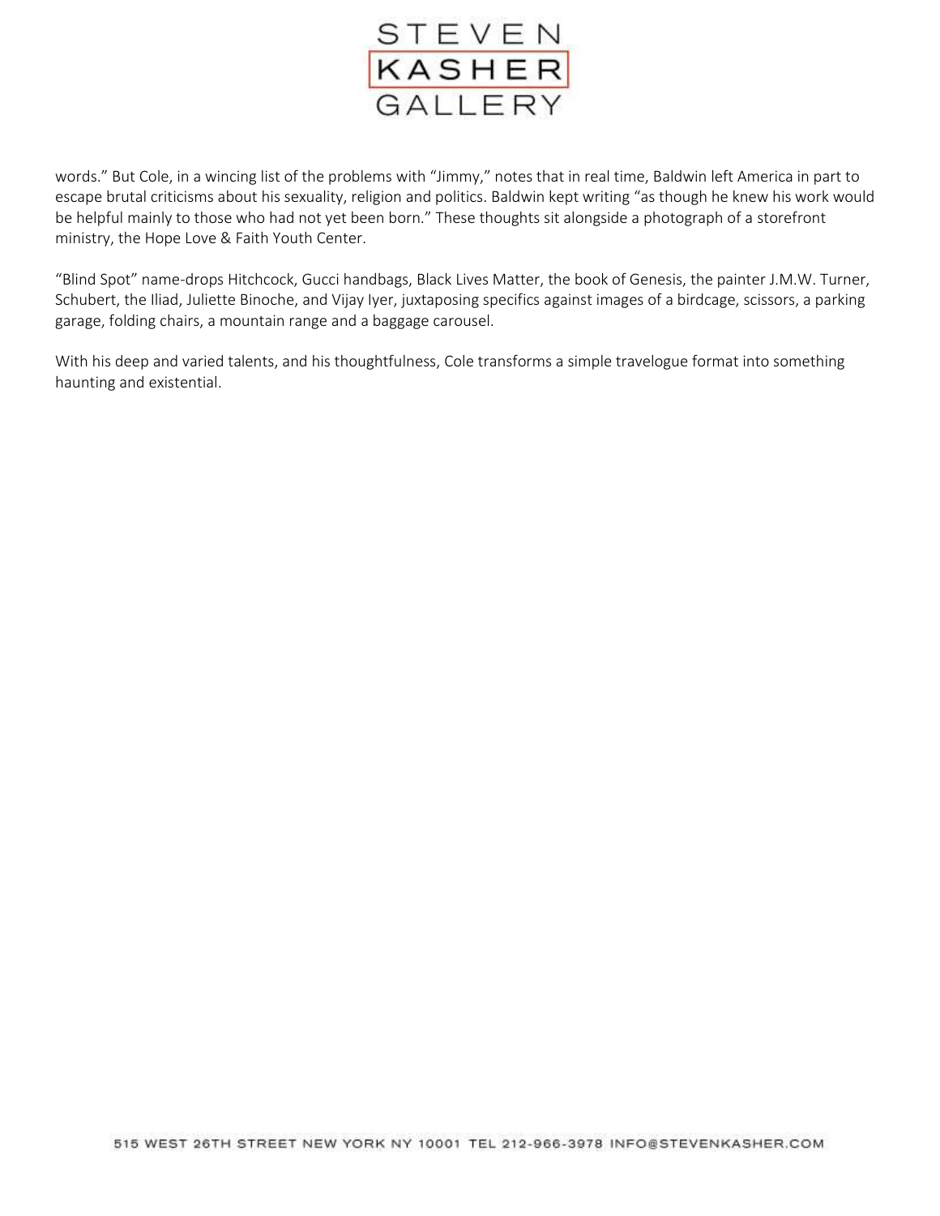words." But Cole, in a wincing list of the problems with "Jimmy," notes that in real time, Baldwin left America in part to escape brutal criticisms about his sexuality, religion and politics. Baldwin kept writing "as though he knew his work would be helpful mainly to those who had not yet been born." These thoughts sit alongside a photograph of a storefront ministry, the Hope Love & Faith Youth Center.

"Blind Spot" name-drops Hitchcock, Gucci handbags, Black Lives Matter, the book of Genesis, the painter J.M.W. Turner, Schubert, the Iliad, Juliette Binoche, and Vijay Iyer, juxtaposing specifics against images of a birdcage, scissors, a parking garage, folding chairs, a mountain range and a baggage carousel.

With his deep and varied talents, and his thoughtfulness, Cole transforms a simple travelogue format into something haunting and existential.